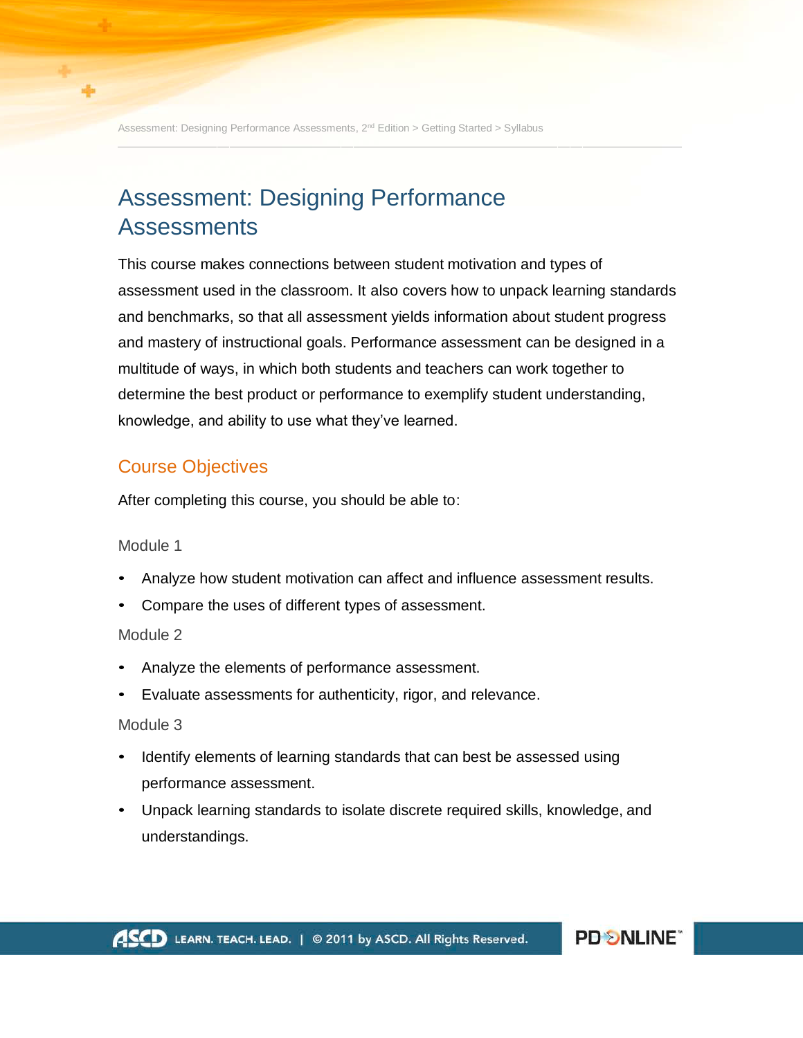# Assessment: Designing Performance Assessments

This course makes connections between student motivation and types of assessment used in the classroom. It also covers how to unpack learning standards and benchmarks, so that all assessment yields information about student progress and mastery of instructional goals. Performance assessment can be designed in a multitude of ways, in which both students and teachers can work together to determine the best product or performance to exemplify student understanding, knowledge, and ability to use what they've learned.

## Course Objectives

After completing this course, you should be able to:

### Module 1

- Analyze how student motivation can affect and influence assessment results.
- Compare the uses of different types of assessment.

### Module 2

- Analyze the elements of performance assessment.
- Evaluate assessments for authenticity, rigor, and relevance.

### Module 3

- Identify elements of learning standards that can best be assessed using performance assessment.
- Unpack learning standards to isolate discrete required skills, knowledge, and understandings.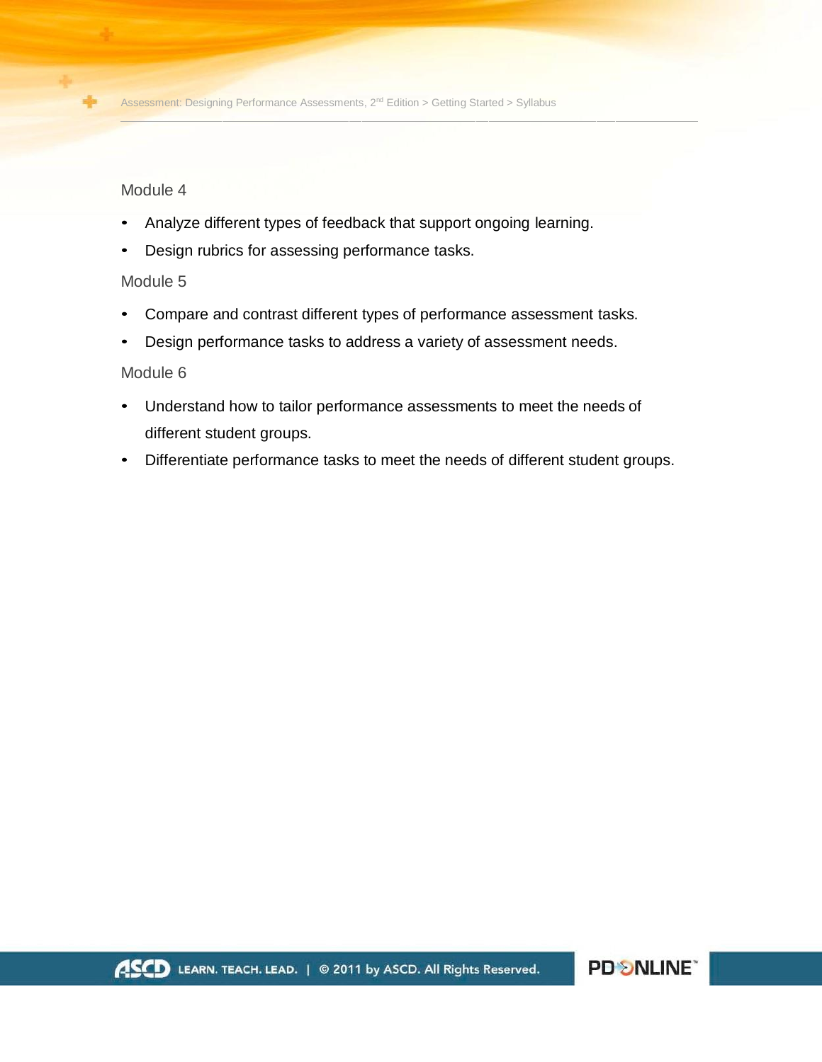Module 4

- Analyze different types of feedback that support ongoing learning.
- Design rubrics for assessing performance tasks.

Module 5

- Compare and contrast different types of performance assessment tasks.
- Design performance tasks to address a variety of assessment needs.

Module 6

- Understand how to tailor performance assessments to meet the needs of different student groups.
- Differentiate performance tasks to meet the needs of different student groups.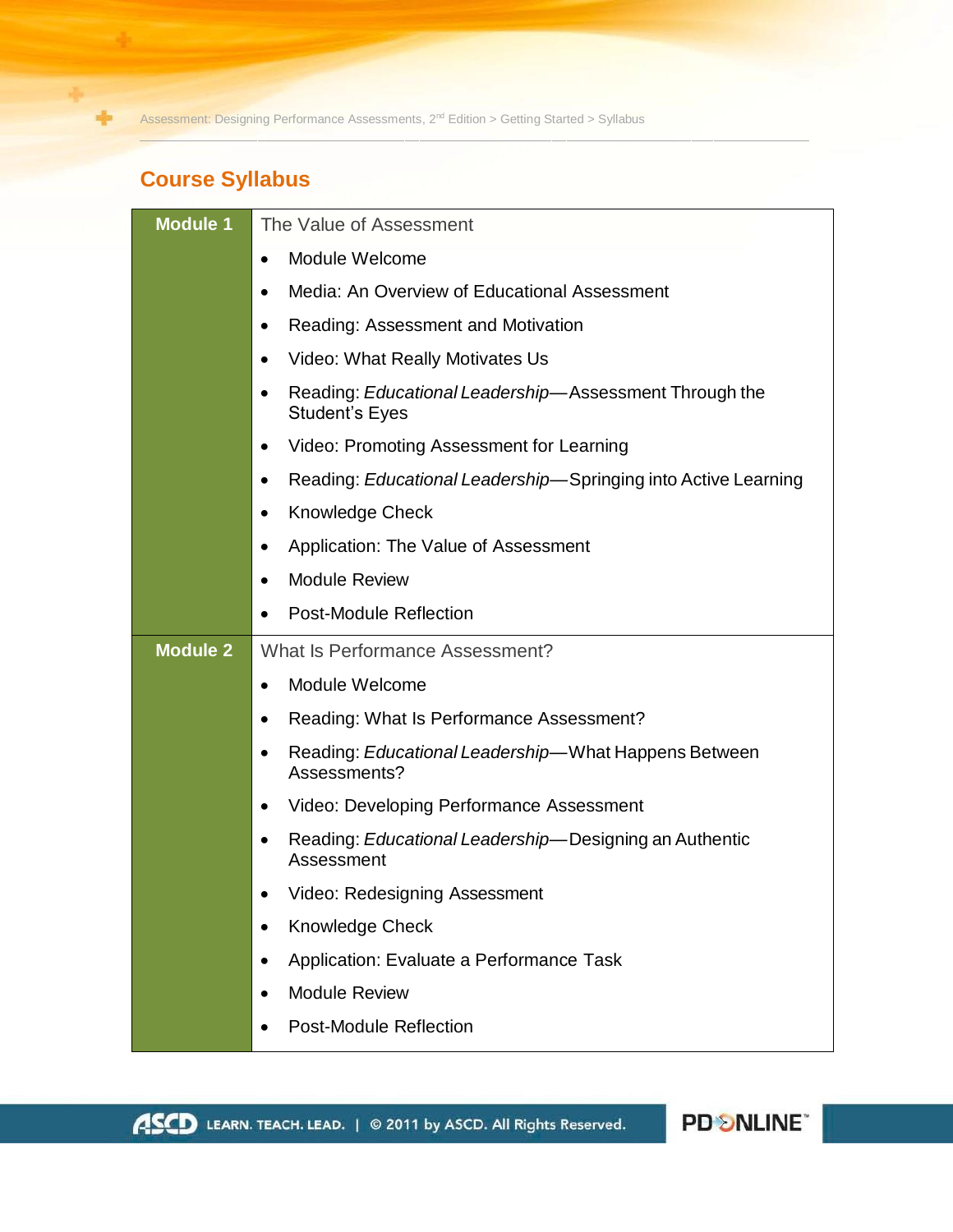## Course Syllabus

| | |
|---|---|
| **Module 1** | The Value of Assessment<br>• Module Welcome<br>• Media: An Overview of Educational Assessment<br>• Reading: Assessment and Motivation<br>• Video: What Really Motivates Us<br>• Reading: *Educational Leadership*—Assessment Through the Student's Eyes<br>• Video: Promoting Assessment for Learning<br>• Reading: *Educational Leadership*—Springing into Active Learning<br>• Knowledge Check<br>• Application: The Value of Assessment<br>• Module Review<br>• Post-Module Reflection |
| **Module 2** | What Is Performance Assessment?<br>• Module Welcome<br>• Reading: What Is Performance Assessment?<br>• Reading: *Educational Leadership*—What Happens Between Assessments?<br>• Video: Developing Performance Assessment<br>• Reading: *Educational Leadership*—Designing an Authentic Assessment<br>• Video: Redesigning Assessment<br>• Knowledge Check<br>• Application: Evaluate a Performance Task<br>• Module Review<br>• Post-Module Reflection |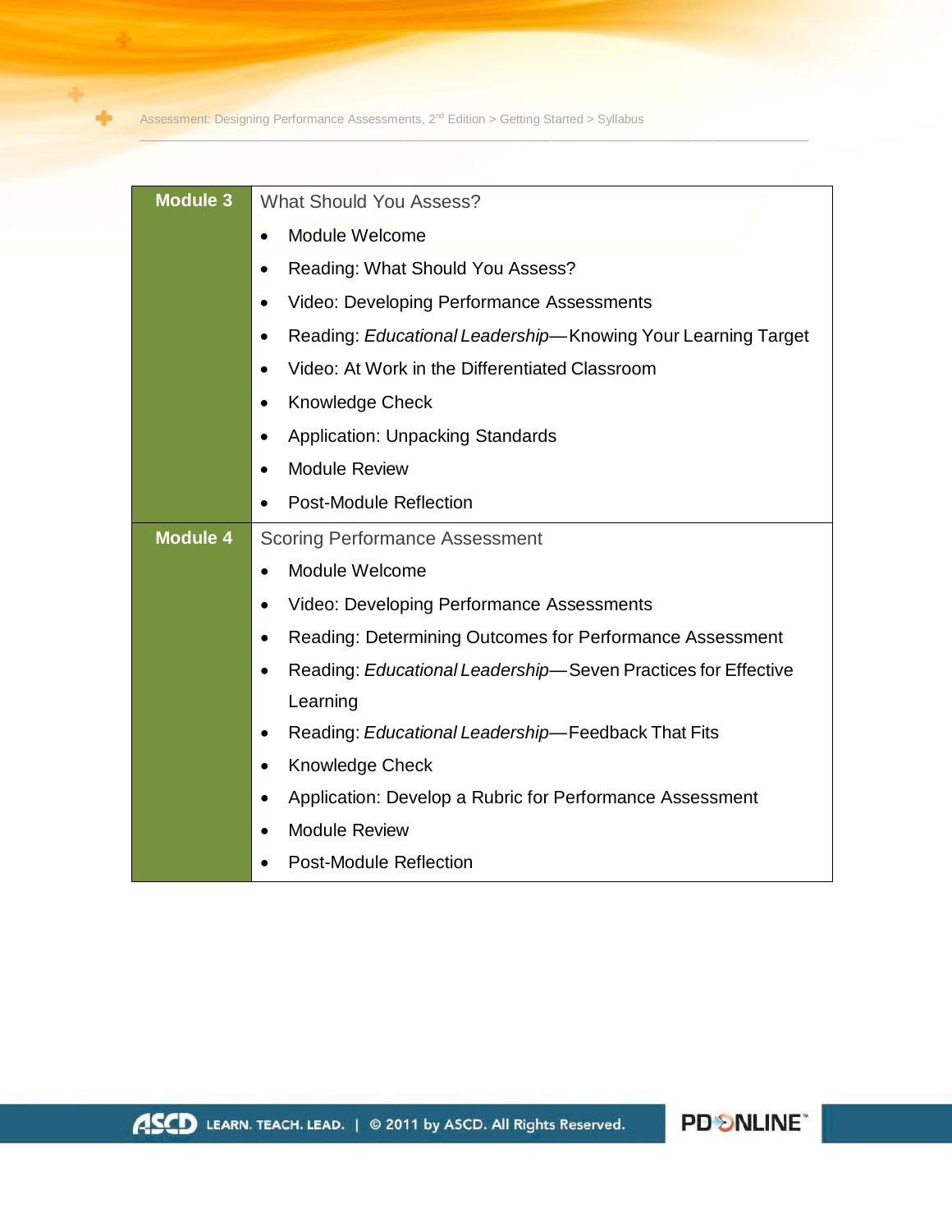| Module | Content |
| --- | --- |
| **Module 3** | What Should You Assess?<br>• Module Welcome<br>• Reading: What Should You Assess?<br>• Video: Developing Performance Assessments<br>• Reading: *Educational Leadership*—Knowing Your Learning Target<br>• Video: At Work in the Differentiated Classroom<br>• Knowledge Check<br>• Application: Unpacking Standards<br>• Module Review<br>• Post-Module Reflection |
| **Module 4** | Scoring Performance Assessment<br>• Module Welcome<br>• Video: Developing Performance Assessments<br>• Reading: Determining Outcomes for Performance Assessment<br>• Reading: *Educational Leadership*—Seven Practices for Effective Learning<br>• Reading: *Educational Leadership*—Feedback That Fits<br>• Knowledge Check<br>• Application: Develop a Rubric for Performance Assessment<br>• Module Review<br>• Post-Module Reflection |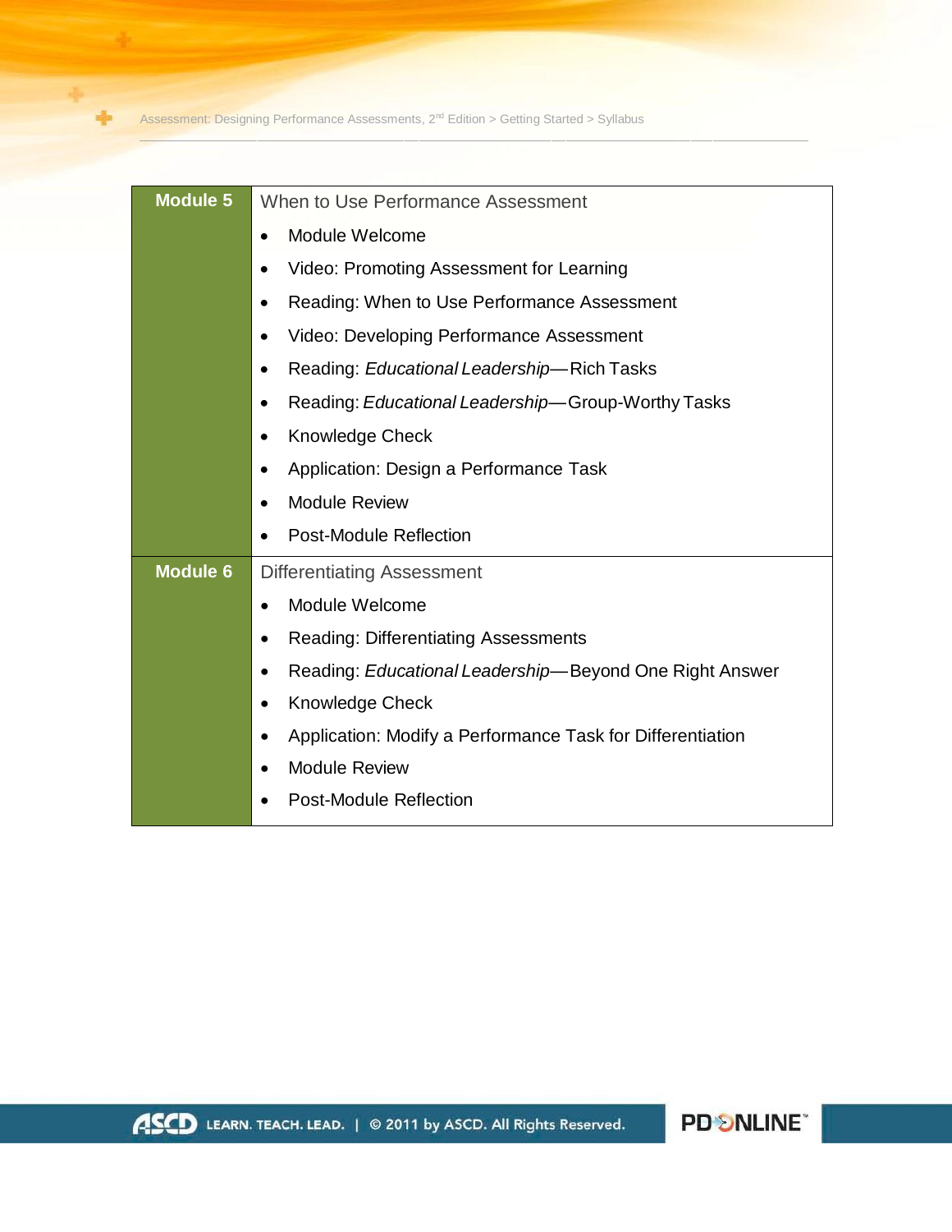| | |
|---|---|
| **Module 5** | When to Use Performance Assessment<br>• Module Welcome<br>• Video: Promoting Assessment for Learning<br>• Reading: When to Use Performance Assessment<br>• Video: Developing Performance Assessment<br>• Reading: *Educational Leadership*—Rich Tasks<br>• Reading: *Educational Leadership*—Group-Worthy Tasks<br>• Knowledge Check<br>• Application: Design a Performance Task<br>• Module Review<br>• Post-Module Reflection |
| **Module 6** | Differentiating Assessment<br>• Module Welcome<br>• Reading: Differentiating Assessments<br>• Reading: *Educational Leadership*—Beyond One Right Answer<br>• Knowledge Check<br>• Application: Modify a Performance Task for Differentiation<br>• Module Review<br>• Post-Module Reflection |